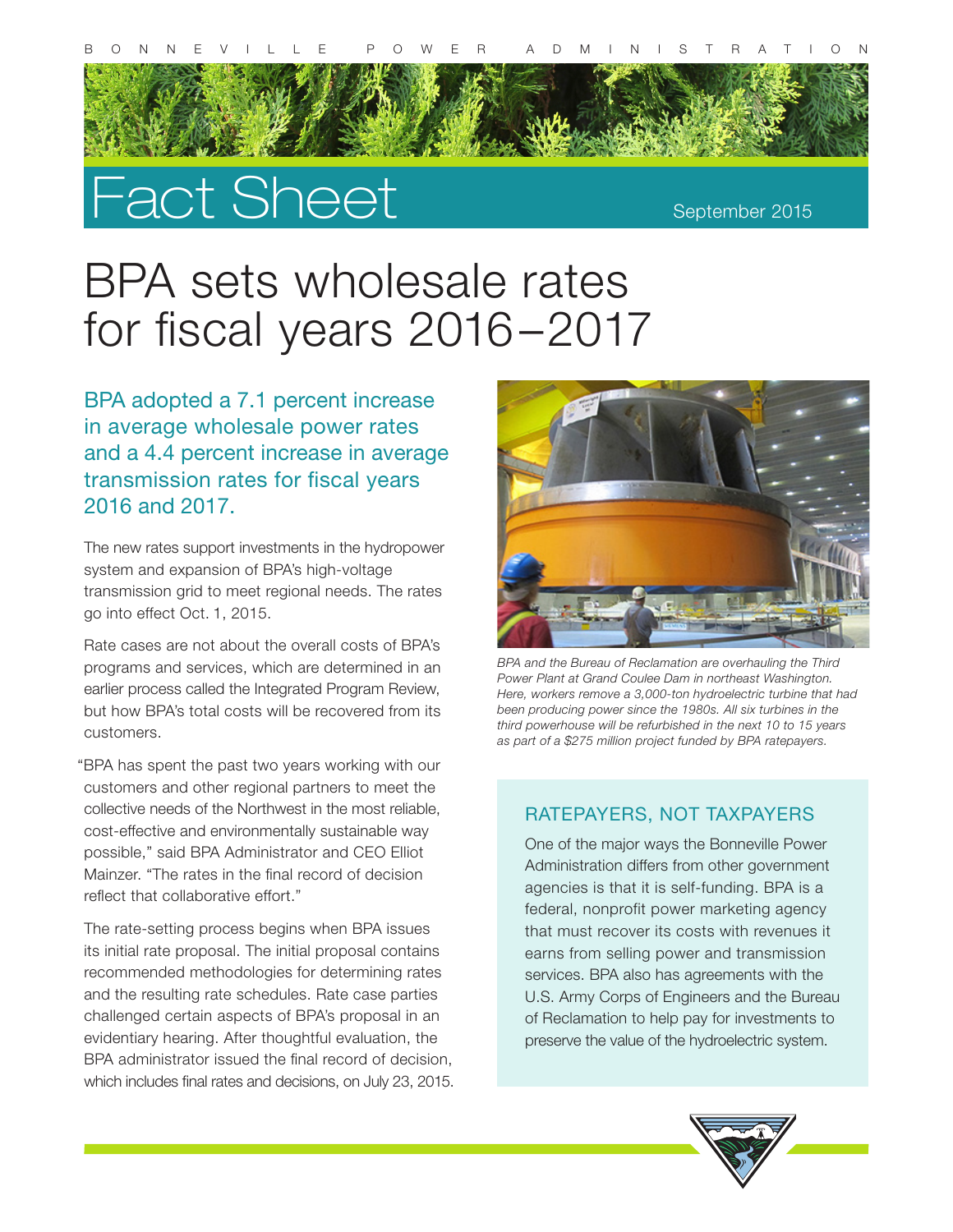BONNEVILLE POWER ADMINISTRATION

# Fact Sheet

September 2015

# BPA sets wholesale rates for fiscal years 2016–2017

## BPA adopted a 7.1 percent increase in average wholesale power rates and a 4.4 percent increase in average transmission rates for fiscal years 2016 and 2017.

The new rates support investments in the hydropower system and expansion of BPA's high-voltage transmission grid to meet regional needs. The rates go into effect Oct. 1, 2015.

Rate cases are not about the overall costs of BPA's programs and services, which are determined in an earlier process called the Integrated Program Review, but how BPA's total costs will be recovered from its customers.

"BPA has spent the past two years working with our customers and other regional partners to meet the collective needs of the Northwest in the most reliable, cost-effective and environmentally sustainable way possible," said BPA Administrator and CEO Elliot Mainzer. "The rates in the final record of decision reflect that collaborative effort."

The rate-setting process begins when BPA issues its initial rate proposal. The initial proposal contains recommended methodologies for determining rates and the resulting rate schedules. Rate case parties challenged certain aspects of BPA's proposal in an evidentiary hearing. After thoughtful evaluation, the BPA administrator issued the final record of decision, which includes final rates and decisions, on July 23, 2015.

*BPA and the Bureau of Reclamation are overhauling the Third Power Plant at Grand Coulee Dam in northeast Washington. Here, workers remove a 3,000-ton hydroelectric turbine that had been producing power since the 1980s. All six turbines in the third powerhouse will be refurbished in the next 10 to 15 years as part of a $275 million project funded by BPA ratepayers.*

### RATEPAYERS, NOT TAXPAYERS

One of the major ways the Bonneville Power Administration differs from other government agencies is that it is self-funding. BPA is a federal, nonprofit power marketing agency that must recover its costs with revenues it earns from selling power and transmission services. BPA also has agreements with the U.S. Army Corps of Engineers and the Bureau of Reclamation to help pay for investments to preserve the value of the hydroelectric system.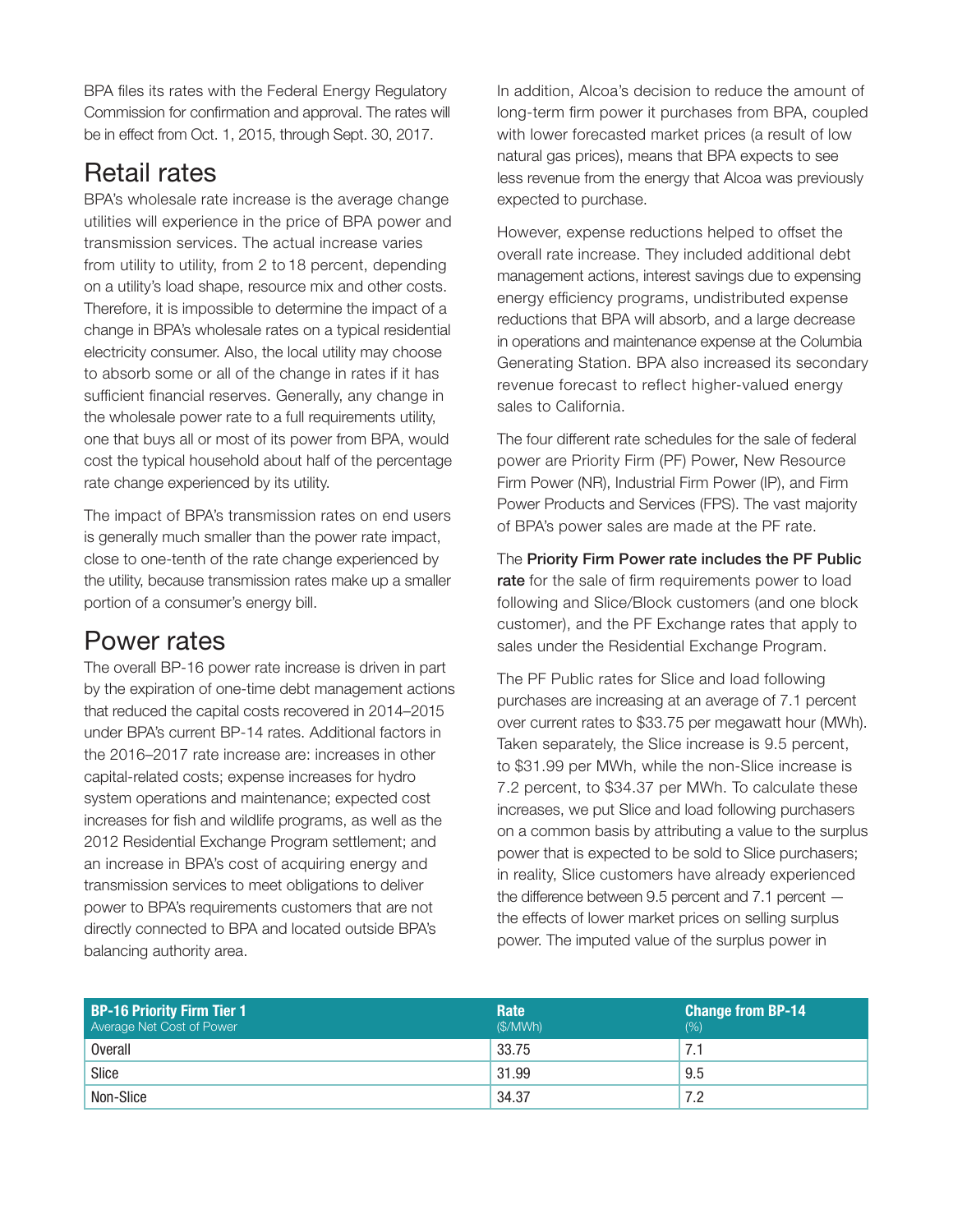BPA files its rates with the Federal Energy Regulatory Commission for confirmation and approval. The rates will be in effect from Oct. 1, 2015, through Sept. 30, 2017.

## Retail rates

BPA's wholesale rate increase is the average change utilities will experience in the price of BPA power and transmission services. The actual increase varies from utility to utility, from 2 to 18 percent, depending on a utility's load shape, resource mix and other costs. Therefore, it is impossible to determine the impact of a change in BPA's wholesale rates on a typical residential electricity consumer. Also, the local utility may choose to absorb some or all of the change in rates if it has sufficient financial reserves. Generally, any change in the wholesale power rate to a full requirements utility, one that buys all or most of its power from BPA, would cost the typical household about half of the percentage rate change experienced by its utility.

The impact of BPA's transmission rates on end users is generally much smaller than the power rate impact, close to one-tenth of the rate change experienced by the utility, because transmission rates make up a smaller portion of a consumer's energy bill.

## Power rates

The overall BP-16 power rate increase is driven in part by the expiration of one-time debt management actions that reduced the capital costs recovered in 2014–2015 under BPA's current BP-14 rates. Additional factors in the 2016–2017 rate increase are: increases in other capital-related costs; expense increases for hydro system operations and maintenance; expected cost increases for fish and wildlife programs, as well as the 2012 Residential Exchange Program settlement; and an increase in BPA's cost of acquiring energy and transmission services to meet obligations to deliver power to BPA's requirements customers that are not directly connected to BPA and located outside BPA's balancing authority area.

In addition, Alcoa's decision to reduce the amount of long-term firm power it purchases from BPA, coupled with lower forecasted market prices (a result of low natural gas prices), means that BPA expects to see less revenue from the energy that Alcoa was previously expected to purchase.

However, expense reductions helped to offset the overall rate increase. They included additional debt management actions, interest savings due to expensing energy efficiency programs, undistributed expense reductions that BPA will absorb, and a large decrease in operations and maintenance expense at the Columbia Generating Station. BPA also increased its secondary revenue forecast to reflect higher-valued energy sales to California.

The four different rate schedules for the sale of federal power are Priority Firm (PF) Power, New Resource Firm Power (NR), Industrial Firm Power (IP), and Firm Power Products and Services (FPS). The vast majority of BPA's power sales are made at the PF rate.

The **Priority Firm Power rate includes the PF Public rate** for the sale of firm requirements power to load following and Slice/Block customers (and one block customer), and the PF Exchange rates that apply to sales under the Residential Exchange Program.

The PF Public rates for Slice and load following purchases are increasing at an average of 7.1 percent over current rates to $33.75 per megawatt hour (MWh). Taken separately, the Slice increase is 9.5 percent, to $31.99 per MWh, while the non-Slice increase is 7.2 percent, to $34.37 per MWh. To calculate these increases, we put Slice and load following purchasers on a common basis by attributing a value to the surplus power that is expected to be sold to Slice purchasers; in reality, Slice customers have already experienced the difference between 9.5 percent and 7.1 percent — the effects of lower market prices on selling surplus power. The imputed value of the surplus power in

| **BP-16 Priority Firm Tier 1** Average Net Cost of Power | **Rate** ($/MWh) | **Change from BP-14** (%) |
|---|---|---|
| Overall | 33.75 | 7.1 |
| Slice | 31.99 | 9.5 |
| Non-Slice | 34.37 | 7.2 |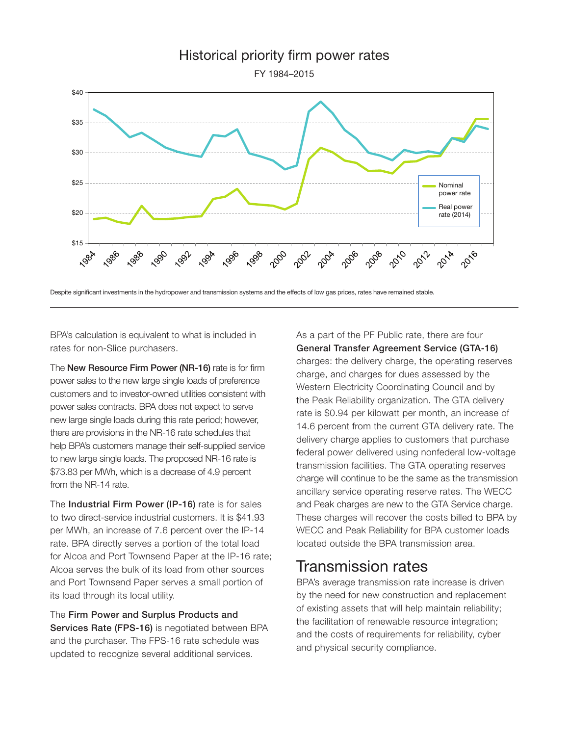## Historical priority firm power rates

FY 1984–2015

Despite significant investments in the hydropower and transmission systems and the effects of low gas prices, rates have remained stable.

---

BPA's calculation is equivalent to what is included in rates for non-Slice purchasers.

The **New Resource Firm Power (NR-16)** rate is for firm power sales to the new large single loads of preference customers and to investor-owned utilities consistent with power sales contracts. BPA does not expect to serve new large single loads during this rate period; however, there are provisions in the NR-16 rate schedules that help BPA's customers manage their self-supplied service to new large single loads. The proposed NR-16 rate is $73.83 per MWh, which is a decrease of 4.9 percent from the NR-14 rate.

The **Industrial Firm Power (IP-16)** rate is for sales to two direct-service industrial customers. It is $41.93 per MWh, an increase of 7.6 percent over the IP-14 rate. BPA directly serves a portion of the total load for Alcoa and Port Townsend Paper at the IP-16 rate; Alcoa serves the bulk of its load from other sources and Port Townsend Paper serves a small portion of its load through its local utility.

The **Firm Power and Surplus Products and Services Rate (FPS-16)** is negotiated between BPA and the purchaser. The FPS-16 rate schedule was updated to recognize several additional services.

As a part of the PF Public rate, there are four **General Transfer Agreement Service (GTA-16)** charges: the delivery charge, the operating reserves charge, and charges for dues assessed by the Western Electricity Coordinating Council and by the Peak Reliability organization. The GTA delivery rate is $0.94 per kilowatt per month, an increase of 14.6 percent from the current GTA delivery rate. The delivery charge applies to customers that purchase federal power delivered using nonfederal low-voltage transmission facilities. The GTA operating reserves charge will continue to be the same as the transmission ancillary service operating reserve rates. The WECC and Peak charges are new to the GTA Service charge. These charges will recover the costs billed to BPA by WECC and Peak Reliability for BPA customer loads located outside the BPA transmission area.

# Transmission rates

BPA's average transmission rate increase is driven by the need for new construction and replacement of existing assets that will help maintain reliability; the facilitation of renewable resource integration; and the costs of requirements for reliability, cyber and physical security compliance.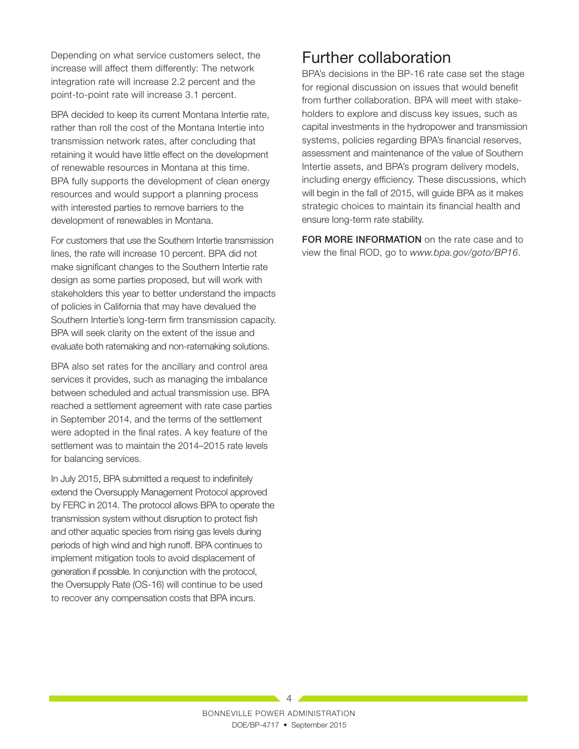Depending on what service customers select, the increase will affect them differently: The network integration rate will increase 2.2 percent and the point-to-point rate will increase 3.1 percent.

BPA decided to keep its current Montana Intertie rate, rather than roll the cost of the Montana Intertie into transmission network rates, after concluding that retaining it would have little effect on the development of renewable resources in Montana at this time. BPA fully supports the development of clean energy resources and would support a planning process with interested parties to remove barriers to the development of renewables in Montana.

For customers that use the Southern Intertie transmission lines, the rate will increase 10 percent. BPA did not make significant changes to the Southern Intertie rate design as some parties proposed, but will work with stakeholders this year to better understand the impacts of policies in California that may have devalued the Southern Intertie's long-term firm transmission capacity. BPA will seek clarity on the extent of the issue and evaluate both ratemaking and non-ratemaking solutions.

BPA also set rates for the ancillary and control area services it provides, such as managing the imbalance between scheduled and actual transmission use. BPA reached a settlement agreement with rate case parties in September 2014, and the terms of the settlement were adopted in the final rates. A key feature of the settlement was to maintain the 2014–2015 rate levels for balancing services.

In July 2015, BPA submitted a request to indefinitely extend the Oversupply Management Protocol approved by FERC in 2014. The protocol allows BPA to operate the transmission system without disruption to protect fish and other aquatic species from rising gas levels during periods of high wind and high runoff. BPA continues to implement mitigation tools to avoid displacement of generation if possible. In conjunction with the protocol, the Oversupply Rate (OS-16) will continue to be used to recover any compensation costs that BPA incurs.

# Further collaboration

BPA's decisions in the BP-16 rate case set the stage for regional discussion on issues that would benefit from further collaboration. BPA will meet with stakeholders to explore and discuss key issues, such as capital investments in the hydropower and transmission systems, policies regarding BPA's financial reserves, assessment and maintenance of the value of Southern Intertie assets, and BPA's program delivery models, including energy efficiency. These discussions, which will begin in the fall of 2015, will guide BPA as it makes strategic choices to maintain its financial health and ensure long-term rate stability.

**FOR MORE INFORMATION** on the rate case and to view the final ROD, go to *www.bpa.gov/goto/BP16*.

BONNEVILLE POWER ADMINISTRATION
DOE/BP-4717 • September 2015